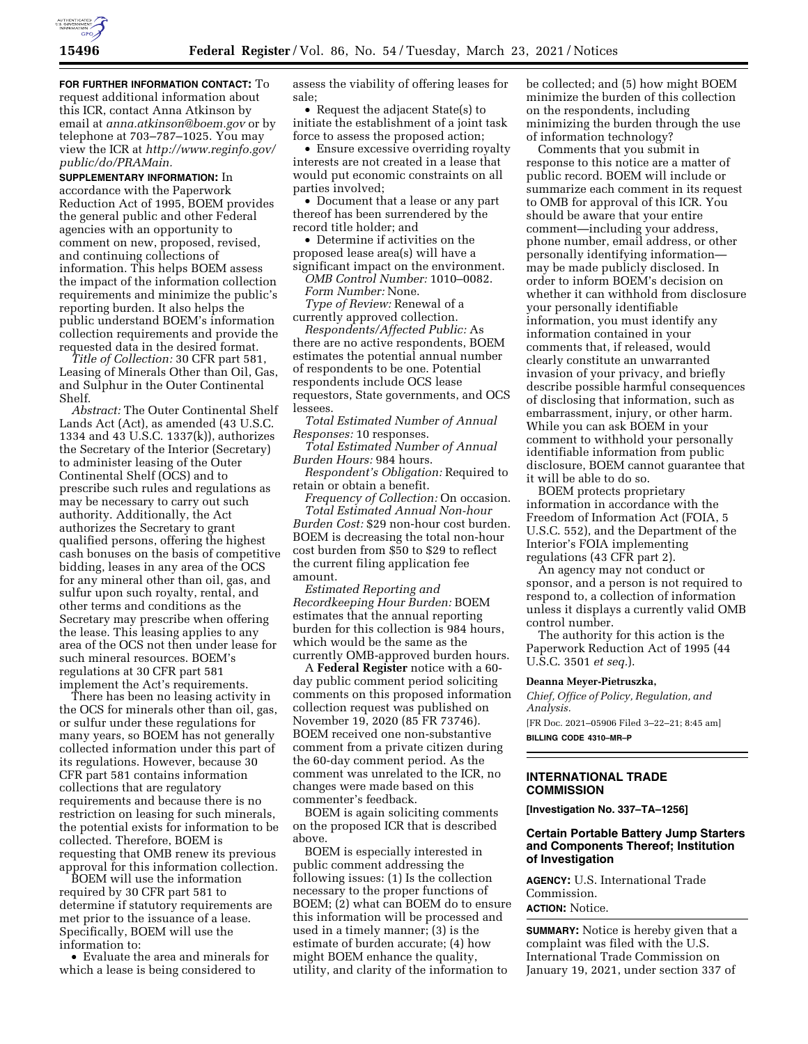**FOR FURTHER INFORMATION CONTACT:** To request additional information about this ICR, contact Anna Atkinson by email at *anna.atkinson@boem.gov* or by telephone at 703–787–1025. You may view the ICR at *http://www.reginfo.gov/public/do/PRAMain.*

**SUPPLEMENTARY INFORMATION:** In accordance with the Paperwork Reduction Act of 1995, BOEM provides the general public and other Federal agencies with an opportunity to comment on new, proposed, revised, and continuing collections of information. This helps BOEM assess the impact of the information collection requirements and minimize the public's reporting burden. It also helps the public understand BOEM's information collection requirements and provide the requested data in the desired format.

*Title of Collection:* 30 CFR part 581, Leasing of Minerals Other than Oil, Gas, and Sulphur in the Outer Continental Shelf.

*Abstract:* The Outer Continental Shelf Lands Act (Act), as amended (43 U.S.C. 1334 and 43 U.S.C. 1337(k)), authorizes the Secretary of the Interior (Secretary) to administer leasing of the Outer Continental Shelf (OCS) and to prescribe such rules and regulations as may be necessary to carry out such authority. Additionally, the Act authorizes the Secretary to grant qualified persons, offering the highest cash bonuses on the basis of competitive bidding, leases in any area of the OCS for any mineral other than oil, gas, and sulfur upon such royalty, rental, and other terms and conditions as the Secretary may prescribe when offering the lease. This leasing applies to any area of the OCS not then under lease for such mineral resources. BOEM's regulations at 30 CFR part 581 implement the Act's requirements.

There has been no leasing activity in the OCS for minerals other than oil, gas, or sulfur under these regulations for many years, so BOEM has not generally collected information under this part of its regulations. However, because 30 CFR part 581 contains information collections that are regulatory requirements and because there is no restriction on leasing for such minerals, the potential exists for information to be collected. Therefore, BOEM is requesting that OMB renew its previous approval for this information collection.

BOEM will use the information required by 30 CFR part 581 to determine if statutory requirements are met prior to the issuance of a lease. Specifically, BOEM will use the information to:

- Evaluate the area and minerals for which a lease is being considered to assess the viability of offering leases for sale;
- Request the adjacent State(s) to initiate the establishment of a joint task force to assess the proposed action;
- Ensure excessive overriding royalty interests are not created in a lease that would put economic constraints on all parties involved;
- Document that a lease or any part thereof has been surrendered by the record title holder; and
- Determine if activities on the proposed lease area(s) will have a significant impact on the environment.

*OMB Control Number:* 1010–0082.

*Form Number:* None.

*Type of Review:* Renewal of a currently approved collection.

*Respondents/Affected Public:* As there are no active respondents, BOEM estimates the potential annual number of respondents to be one. Potential respondents include OCS lease requestors, State governments, and OCS lessees.

*Total Estimated Number of Annual Responses:* 10 responses.

*Total Estimated Number of Annual Burden Hours:* 984 hours.

*Respondent's Obligation:* Required to retain or obtain a benefit.

*Frequency of Collection:* On occasion.

*Total Estimated Annual Non-hour Burden Cost:* $29 non-hour cost burden. BOEM is decreasing the total non-hour cost burden from $50 to $29 to reflect the current filing application fee amount.

*Estimated Reporting and Recordkeeping Hour Burden:* BOEM estimates that the annual reporting burden for this collection is 984 hours, which would be the same as the currently OMB-approved burden hours.

A **Federal Register** notice with a 60-day public comment period soliciting comments on this proposed information collection request was published on November 19, 2020 (85 FR 73746). BOEM received one non-substantive comment from a private citizen during the 60-day comment period. As the comment was unrelated to the ICR, no changes were made based on this commenter's feedback.

BOEM is again soliciting comments on the proposed ICR that is described above.

BOEM is especially interested in public comment addressing the following issues: (1) Is the collection necessary to the proper functions of BOEM; (2) what can BOEM do to ensure this information will be processed and used in a timely manner; (3) is the estimate of burden accurate; (4) how might BOEM enhance the quality, utility, and clarity of the information to be collected; and (5) how might BOEM minimize the burden of this collection on the respondents, including minimizing the burden through the use of information technology?

Comments that you submit in response to this notice are a matter of public record. BOEM will include or summarize each comment in its request to OMB for approval of this ICR. You should be aware that your entire comment—including your address, phone number, email address, or other personally identifying information—may be made publicly disclosed. In order to inform BOEM's decision on whether it can withhold from disclosure your personally identifiable information, you must identify any information contained in your comments that, if released, would clearly constitute an unwarranted invasion of your privacy, and briefly describe possible harmful consequences of disclosing that information, such as embarrassment, injury, or other harm. While you can ask BOEM in your comment to withhold your personally identifiable information from public disclosure, BOEM cannot guarantee that it will be able to do so.

BOEM protects proprietary information in accordance with the Freedom of Information Act (FOIA, 5 U.S.C. 552), and the Department of the Interior's FOIA implementing regulations (43 CFR part 2).

An agency may not conduct or sponsor, and a person is not required to respond to, a collection of information unless it displays a currently valid OMB control number.

The authority for this action is the Paperwork Reduction Act of 1995 (44 U.S.C. 3501 *et seq.*).

**Deanna Meyer-Pietruszka,**

*Chief, Office of Policy, Regulation, and Analysis.*

[FR Doc. 2021–05906 Filed 3–22–21; 8:45 am]

**BILLING CODE 4310–MR–P**

---

## INTERNATIONAL TRADE COMMISSION

**[Investigation No. 337–TA–1256]**

### Certain Portable Battery Jump Starters and Components Thereof; Institution of Investigation

**AGENCY:** U.S. International Trade Commission.

**ACTION:** Notice.

**SUMMARY:** Notice is hereby given that a complaint was filed with the U.S. International Trade Commission on January 19, 2021, under section 337 of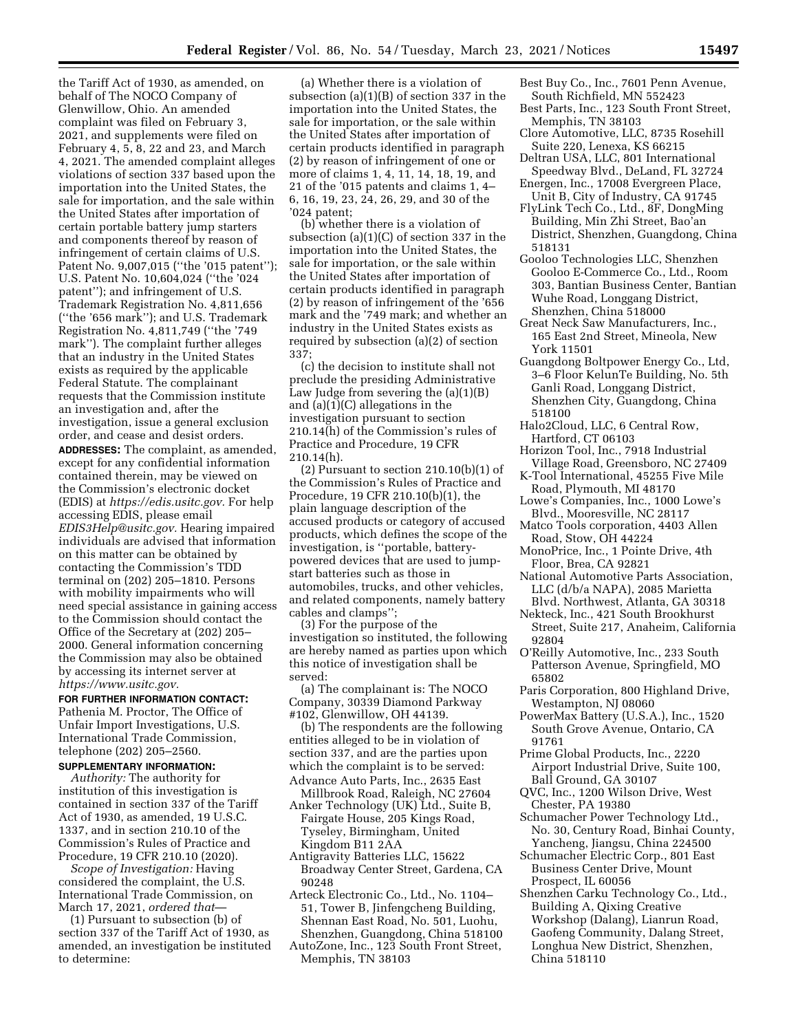the Tariff Act of 1930, as amended, on behalf of The NOCO Company of Glenwillow, Ohio. An amended complaint was filed on February 3, 2021, and supplements were filed on February 4, 5, 8, 22 and 23, and March 4, 2021. The amended complaint alleges violations of section 337 based upon the importation into the United States, the sale for importation, and the sale within the United States after importation of certain portable battery jump starters and components thereof by reason of infringement of certain claims of U.S. Patent No. 9,007,015 (''the '015 patent''); U.S. Patent No. 10,604,024 (''the '024 patent''); and infringement of U.S. Trademark Registration No. 4,811,656 (''the '656 mark''); and U.S. Trademark Registration No. 4,811,749 (''the '749 mark''). The complaint further alleges that an industry in the United States exists as required by the applicable Federal Statute. The complainant requests that the Commission institute an investigation and, after the investigation, issue a general exclusion order, and cease and desist orders.

**ADDRESSES:** The complaint, as amended, except for any confidential information contained therein, may be viewed on the Commission's electronic docket (EDIS) at *https://edis.usitc.gov.* For help accessing EDIS, please email *EDIS3Help@usitc.gov.* Hearing impaired individuals are advised that information on this matter can be obtained by contacting the Commission's TDD terminal on (202) 205–1810. Persons with mobility impairments who will need special assistance in gaining access to the Commission should contact the Office of the Secretary at (202) 205–2000. General information concerning the Commission may also be obtained by accessing its internet server at *https://www.usitc.gov.*

**FOR FURTHER INFORMATION CONTACT:** Pathenia M. Proctor, The Office of Unfair Import Investigations, U.S. International Trade Commission, telephone (202) 205–2560.

**SUPPLEMENTARY INFORMATION:**

*Authority:* The authority for institution of this investigation is contained in section 337 of the Tariff Act of 1930, as amended, 19 U.S.C. 1337, and in section 210.10 of the Commission's Rules of Practice and Procedure, 19 CFR 210.10 (2020).

*Scope of Investigation:* Having considered the complaint, the U.S. International Trade Commission, on March 17, 2021, *ordered that*—

(1) Pursuant to subsection (b) of section 337 of the Tariff Act of 1930, as amended, an investigation be instituted to determine:

(a) Whether there is a violation of subsection (a)(1)(B) of section 337 in the importation into the United States, the sale for importation, or the sale within the United States after importation of certain products identified in paragraph (2) by reason of infringement of one or more of claims 1, 4, 11, 14, 18, 19, and 21 of the '015 patents and claims 1, 4–6, 16, 19, 23, 24, 26, 29, and 30 of the '024 patent;

(b) whether there is a violation of subsection (a)(1)(C) of section 337 in the importation into the United States, the sale for importation, or the sale within the United States after importation of certain products identified in paragraph (2) by reason of infringement of the '656 mark and the '749 mark; and whether an industry in the United States exists as required by subsection (a)(2) of section 337;

(c) the decision to institute shall not preclude the presiding Administrative Law Judge from severing the (a)(1)(B) and (a)(1)(C) allegations in the investigation pursuant to section 210.14(h) of the Commission's rules of Practice and Procedure, 19 CFR 210.14(h).

(2) Pursuant to section 210.10(b)(1) of the Commission's Rules of Practice and Procedure, 19 CFR 210.10(b)(1), the plain language description of the accused products or category of accused products, which defines the scope of the investigation, is ''portable, battery-powered devices that are used to jump-start batteries such as those in automobiles, trucks, and other vehicles, and related components, namely battery cables and clamps'';

(3) For the purpose of the investigation so instituted, the following are hereby named as parties upon which this notice of investigation shall be served:

(a) The complainant is: The NOCO Company, 30339 Diamond Parkway #102, Glenwillow, OH 44139.

(b) The respondents are the following entities alleged to be in violation of section 337, and are the parties upon which the complaint is to be served:

Advance Auto Parts, Inc., 2635 East Millbrook Road, Raleigh, NC 27604
Anker Technology (UK) Ltd., Suite B, Fairgate House, 205 Kings Road, Tyseley, Birmingham, United Kingdom B11 2AA
Antigravity Batteries LLC, 15622 Broadway Center Street, Gardena, CA 90248
Arteck Electronic Co., Ltd., No. 1104–51, Tower B, Jinfengcheng Building, Shennan East Road, No. 501, Luohu, Shenzhen, Guangdong, China 518100
AutoZone, Inc., 123 South Front Street, Memphis, TN 38103
Best Buy Co., Inc., 7601 Penn Avenue, South Richfield, MN 552423
Best Parts, Inc., 123 South Front Street, Memphis, TN 38103
Clore Automotive, LLC, 8735 Rosehill Suite 220, Lenexa, KS 66215
Deltran USA, LLC, 801 International Speedway Blvd., DeLand, FL 32724
Energen, Inc., 17008 Evergreen Place, Unit B, City of Industry, CA 91745
FlyLink Tech Co., Ltd., 8F, DongMing Building, Min Zhi Street, Bao'an District, Shenzhen, Guangdong, China 518131
Gooloo Technologies LLC, Shenzhen Gooloo E-Commerce Co., Ltd., Room 303, Bantian Business Center, Bantian Wuhe Road, Longgang District, Shenzhen, China 518000
Great Neck Saw Manufacturers, Inc., 165 East 2nd Street, Mineola, New York 11501
Guangdong Boltpower Energy Co., Ltd, 3–6 Floor KelunTe Building, No. 5th Ganli Road, Longgang District, Shenzhen City, Guangdong, China 518100
Halo2Cloud, LLC, 6 Central Row, Hartford, CT 06103
Horizon Tool, Inc., 7918 Industrial Village Road, Greensboro, NC 27409
K-Tool International, 45255 Five Mile Road, Plymouth, MI 48170
Lowe's Companies, Inc., 1000 Lowe's Blvd., Mooresville, NC 28117
Matco Tools corporation, 4403 Allen Road, Stow, OH 44224
MonoPrice, Inc., 1 Pointe Drive, 4th Floor, Brea, CA 92821
National Automotive Parts Association, LLC (d/b/a NAPA), 2085 Marietta Blvd. Northwest, Atlanta, GA 30318
Nekteck, Inc., 421 South Brookhurst Street, Suite 217, Anaheim, California 92804
O'Reilly Automotive, Inc., 233 South Patterson Avenue, Springfield, MO 65802
Paris Corporation, 800 Highland Drive, Westampton, NJ 08060
PowerMax Battery (U.S.A.), Inc., 1520 South Grove Avenue, Ontario, CA 91761
Prime Global Products, Inc., 2220 Airport Industrial Drive, Suite 100, Ball Ground, GA 30107
QVC, Inc., 1200 Wilson Drive, West Chester, PA 19380
Schumacher Power Technology Ltd., No. 30, Century Road, Binhai County, Yancheng, Jiangsu, China 224500
Schumacher Electric Corp., 801 East Business Center Drive, Mount Prospect, IL 60056
Shenzhen Carku Technology Co., Ltd., Building A, Qixing Creative Workshop (Dalang), Lianrun Road, Gaofeng Community, Dalang Street, Longhua New District, Shenzhen, China 518110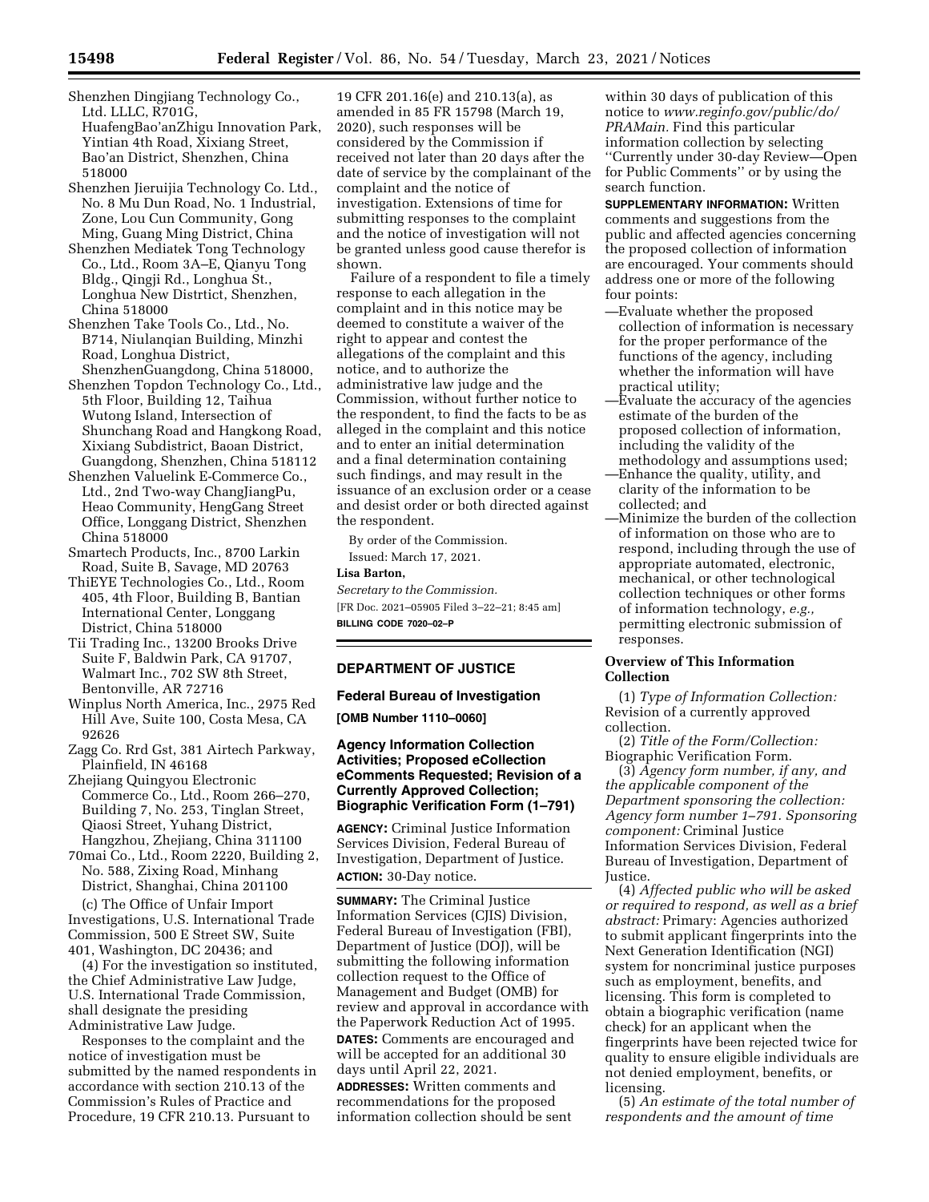Shenzhen Dingjiang Technology Co., Ltd. LLLC, R701G, HuafengBao'anZhigu Innovation Park, Yintian 4th Road, Xixiang Street, Bao'an District, Shenzhen, China 518000

Shenzhen Jieruijia Technology Co. Ltd., No. 8 Mu Dun Road, No. 1 Industrial, Zone, Lou Cun Community, Gong Ming, Guang Ming District, China

Shenzhen Mediatek Tong Technology Co., Ltd., Room 3A–E, Qianyu Tong Bldg., Qingji Rd., Longhua St., Longhua New Distrtict, Shenzhen, China 518000

Shenzhen Take Tools Co., Ltd., No. B714, Niulanqian Building, Minzhi Road, Longhua District, ShenzhenGuangdong, China 518000,

Shenzhen Topdon Technology Co., Ltd., 5th Floor, Building 12, Taihua Wutong Island, Intersection of Shunchang Road and Hangkong Road, Xixiang Subdistrict, Baoan District, Guangdong, Shenzhen, China 518112

Shenzhen Valuelink E-Commerce Co., Ltd., 2nd Two-way ChangJiangPu, Heao Community, HengGang Street Office, Longgang District, Shenzhen China 518000

Smartech Products, Inc., 8700 Larkin Road, Suite B, Savage, MD 20763

ThiEYE Technologies Co., Ltd., Room 405, 4th Floor, Building B, Bantian International Center, Longgang District, China 518000

Tii Trading Inc., 13200 Brooks Drive Suite F, Baldwin Park, CA 91707, Walmart Inc., 702 SW 8th Street, Bentonville, AR 72716

Winplus North America, Inc., 2975 Red Hill Ave, Suite 100, Costa Mesa, CA 92626

Zagg Co. Rrd Gst, 381 Airtech Parkway, Plainfield, IN 46168

Zhejiang Quingyou Electronic Commerce Co., Ltd., Room 266–270, Building 7, No. 253, Tinglan Street, Qiaosi Street, Yuhang District, Hangzhou, Zhejiang, China 311100

70mai Co., Ltd., Room 2220, Building 2, No. 588, Zixing Road, Minhang District, Shanghai, China 201100

(c) The Office of Unfair Import Investigations, U.S. International Trade Commission, 500 E Street SW, Suite 401, Washington, DC 20436; and

(4) For the investigation so instituted, the Chief Administrative Law Judge, U.S. International Trade Commission, shall designate the presiding Administrative Law Judge.

Responses to the complaint and the notice of investigation must be submitted by the named respondents in accordance with section 210.13 of the Commission's Rules of Practice and Procedure, 19 CFR 210.13. Pursuant to 19 CFR 201.16(e) and 210.13(a), as amended in 85 FR 15798 (March 19, 2020), such responses will be considered by the Commission if received not later than 20 days after the date of service by the complainant of the complaint and the notice of investigation. Extensions of time for submitting responses to the complaint and the notice of investigation will not be granted unless good cause therefor is shown.

Failure of a respondent to file a timely response to each allegation in the complaint and in this notice may be deemed to constitute a waiver of the right to appear and contest the allegations of the complaint and this notice, and to authorize the administrative law judge and the Commission, without further notice to the respondent, to find the facts to be as alleged in the complaint and this notice and to enter an initial determination and a final determination containing such findings, and may result in the issuance of an exclusion order or a cease and desist order or both directed against the respondent.

By order of the Commission.

Issued: March 17, 2021.

**Lisa Barton,**

*Secretary to the Commission.*

[FR Doc. 2021–05905 Filed 3–22–21; 8:45 am]

**BILLING CODE 7020–02–P**

## DEPARTMENT OF JUSTICE

### Federal Bureau of Investigation

**[OMB Number 1110–0060]**

### Agency Information Collection Activities; Proposed eCollection eComments Requested; Revision of a Currently Approved Collection; Biographic Verification Form (1–791)

**AGENCY:** Criminal Justice Information Services Division, Federal Bureau of Investigation, Department of Justice.

**ACTION:** 30-Day notice.

**SUMMARY:** The Criminal Justice Information Services (CJIS) Division, Federal Bureau of Investigation (FBI), Department of Justice (DOJ), will be submitting the following information collection request to the Office of Management and Budget (OMB) for review and approval in accordance with the Paperwork Reduction Act of 1995.

**DATES:** Comments are encouraged and will be accepted for an additional 30 days until April 22, 2021.

**ADDRESSES:** Written comments and recommendations for the proposed information collection should be sent within 30 days of publication of this notice to *www.reginfo.gov/public/do/PRAMain.* Find this particular information collection by selecting "Currently under 30-day Review—Open for Public Comments" or by using the search function.

**SUPPLEMENTARY INFORMATION:** Written comments and suggestions from the public and affected agencies concerning the proposed collection of information are encouraged. Your comments should address one or more of the following four points:

—Evaluate whether the proposed collection of information is necessary for the proper performance of the functions of the agency, including whether the information will have practical utility;

—Evaluate the accuracy of the agencies estimate of the burden of the proposed collection of information, including the validity of the methodology and assumptions used;

—Enhance the quality, utility, and clarity of the information to be collected; and

—Minimize the burden of the collection of information on those who are to respond, including through the use of appropriate automated, electronic, mechanical, or other technological collection techniques or other forms of information technology, *e.g.,* permitting electronic submission of responses.

#### Overview of This Information Collection

(1) *Type of Information Collection:* Revision of a currently approved collection.

(2) *Title of the Form/Collection:* Biographic Verification Form.

(3) *Agency form number, if any, and the applicable component of the Department sponsoring the collection: Agency form number 1–791. Sponsoring component:* Criminal Justice Information Services Division, Federal Bureau of Investigation, Department of Justice.

(4) *Affected public who will be asked or required to respond, as well as a brief abstract:* Primary: Agencies authorized to submit applicant fingerprints into the Next Generation Identification (NGI) system for noncriminal justice purposes such as employment, benefits, and licensing. This form is completed to obtain a biographic verification (name check) for an applicant when the fingerprints have been rejected twice for quality to ensure eligible individuals are not denied employment, benefits, or licensing.

(5) *An estimate of the total number of respondents and the amount of time*